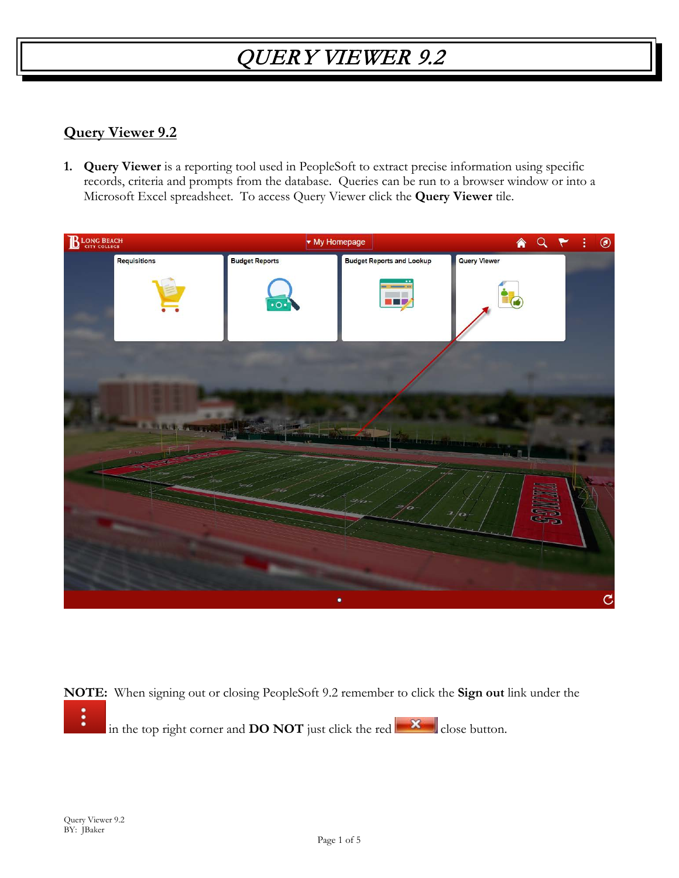# QUERY VIEWER 9.2

## Query Viewer 9.2

1. **Query Viewer** is a reporting tool used in PeopleSoft to extract precise information using specific records, criteria and prompts from the database. Queries can be run to a browser window or into a Microsoft Excel spreadsheet. To access Query Viewer click the **Query Viewer** tile.

**NOTE:** When signing out or closing PeopleSoft 9.2 remember to click the **Sign out** link under the in the top right corner and **DO NOT** just click the red close button.

Query Viewer 9.2
BY: JBaker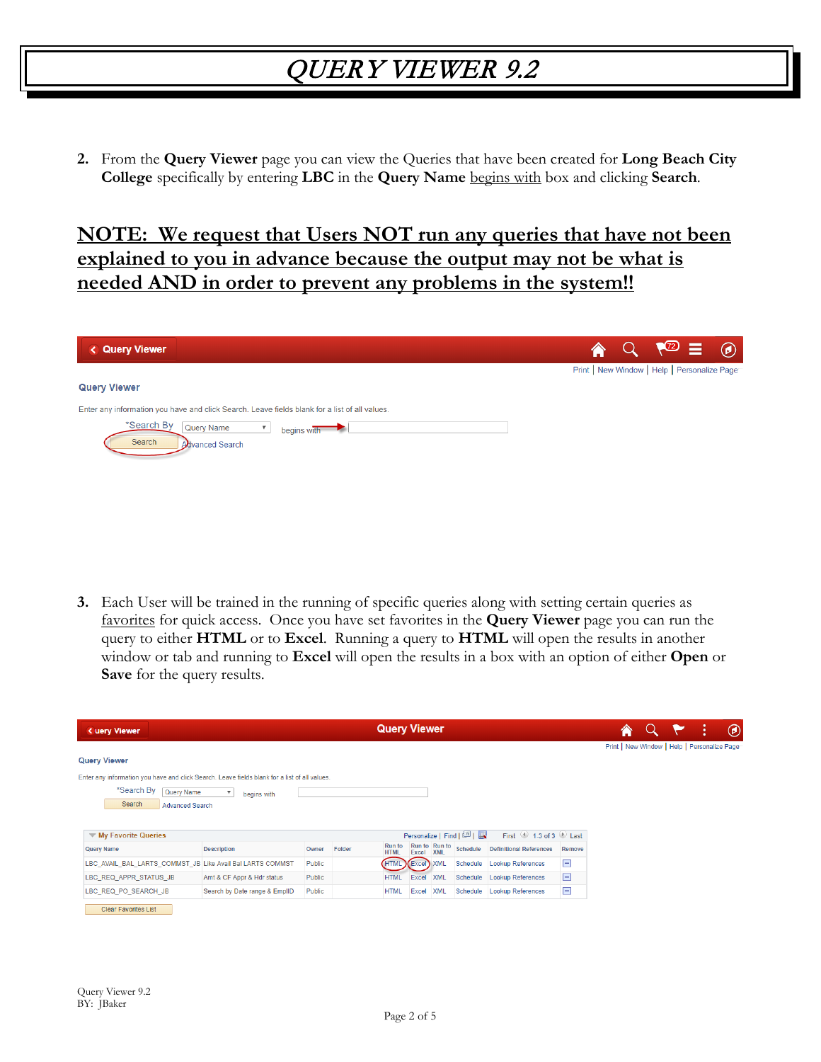2. From the **Query Viewer** page you can view the Queries that have been created for **Long Beach City College** specifically by entering **LBC** in the **Query Name** begins with box and clicking **Search**.

## NOTE: We request that Users NOT run any queries that have not been explained to you in advance because the output may not be what is needed AND in order to prevent any problems in the system!!

3. Each User will be trained in the running of specific queries along with setting certain queries as favorites for quick access. Once you have set favorites in the **Query Viewer** page you can run the query to either **HTML** or to **Excel**. Running a query to **HTML** will open the results in another window or tab and running to **Excel** will open the results in a box with an option of either **Open** or **Save** for the query results.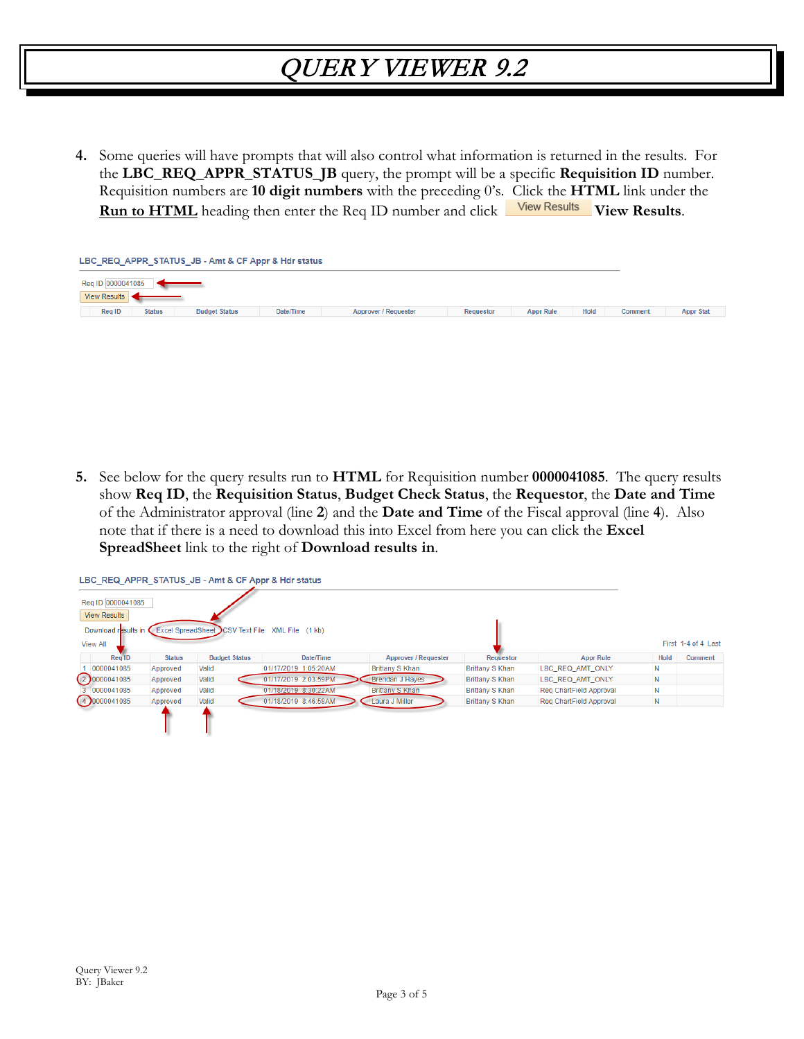4. Some queries will have prompts that will also control what information is returned in the results. For the **LBC_REQ_APPR_STATUS_JB** query, the prompt will be a specific **Requisition ID** number. Requisition numbers are **10 digit numbers** with the preceding 0's. Click the **HTML** link under the **Run to HTML** heading then enter the Req ID number and click View Results **View Results**.

LBC_REQ_APPR_STATUS_JB - Amt & CF Appr & Hdr status

Req ID 0000041085

View Results

| Req ID | Status | Budget Status | Date/Time | Approver / Requester | Requestor | Appr Rule | Hold | Comment | Appr Stat |
|---|---|---|---|---|---|---|---|---|---|

5. See below for the query results run to **HTML** for Requisition number **0000041085**. The query results show **Req ID**, the **Requisition Status**, **Budget Check Status**, the **Requestor**, the **Date and Time** of the Administrator approval (line **2**) and the **Date and Time** of the Fiscal approval (line **4**). Also note that if there is a need to download this into Excel from here you can click the **Excel SpreadSheet** link to the right of **Download results in**.

LBC_REQ_APPR_STATUS_JB - Amt & CF Appr & Hdr status

Req ID 0000041085

View Results

Download results in Excel SpreadSheet CSV Text File XML File (1 kb)

View All

First 1-4 of 4 Last

| | Req ID | Status | Budget Status | Date/Time | Approver / Requester | Requestor | Appr Rule | Hold | Comment |
|---|---|---|---|---|---|---|---|---|---|
| 1 | 0000041085 | Approved | Valid | 01/17/2019 1:05:20AM | Brittany S Khan | Brittany S Khan | LBC_REQ_AMT_ONLY | N | |
| 2 | 0000041085 | Approved | Valid | 01/17/2019 2:03:59PM | Brendan J Hayes | Brittany S Khan | LBC_REQ_AMT_ONLY | N | |
| 3 | 0000041085 | Approved | Valid | 01/18/2019 8:30:22AM | Brittany S Khan | Brittany S Khan | Req ChartField Approval | N | |
| 4 | 0000041085 | Approved | Valid | 01/18/2019 8:46:58AM | Laura J Miller | Brittany S Khan | Req ChartField Approval | N | |

Query Viewer 9.2
BY: JBaker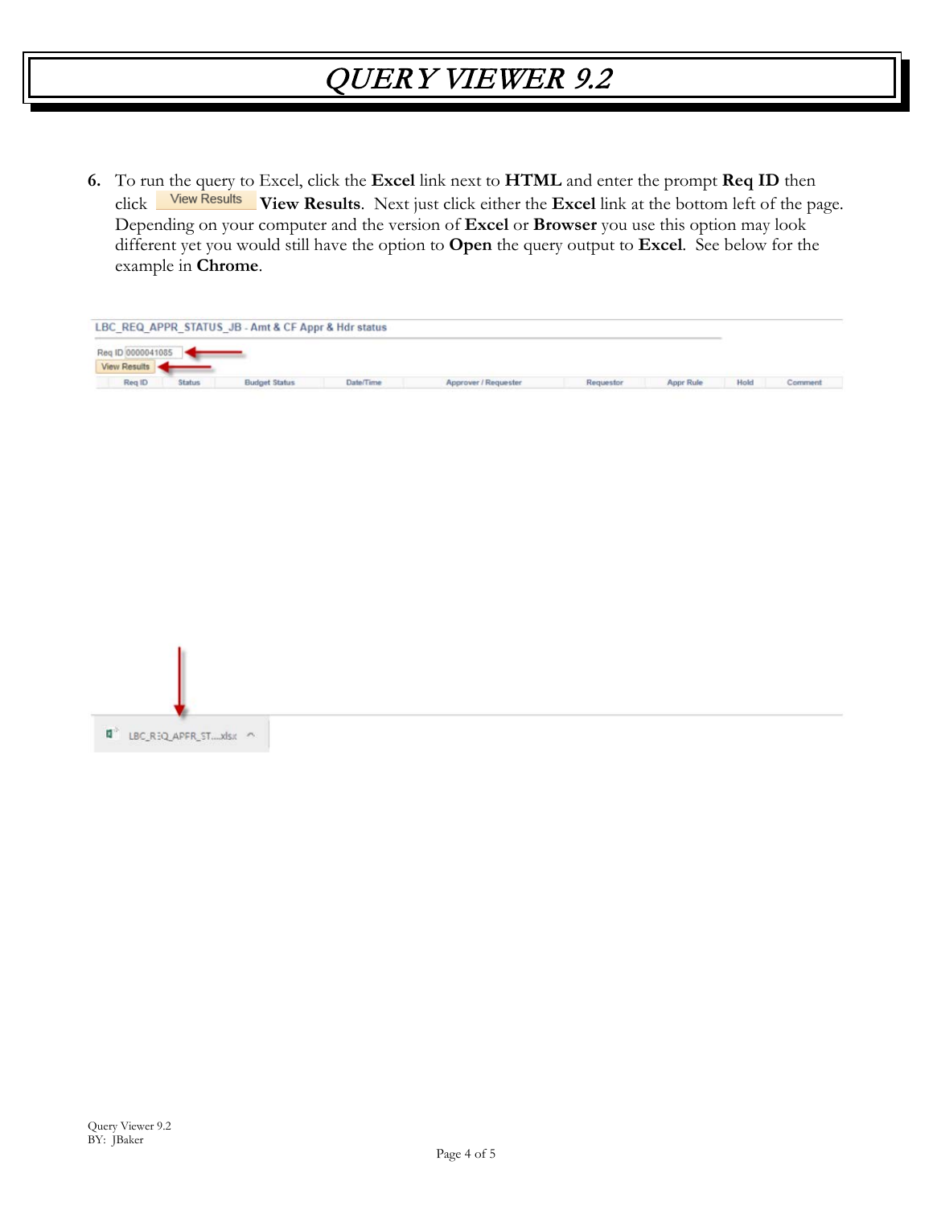6. To run the query to Excel, click the **Excel** link next to **HTML** and enter the prompt **Req ID** then click View Results **View Results**. Next just click either the **Excel** link at the bottom left of the page. Depending on your computer and the version of **Excel** or **Browser** you use this option may look different yet you would still have the option to **Open** the query output to **Excel**. See below for the example in **Chrome**.

LBC_REQ_APPR_STATUS_JB - Amt & CF Appr & Hdr status

Req ID 0000041085

View Results

| Req ID | Status | Budget Status | Date/Time | Approver / Requester | Requestor | Appr Rule | Hold | Comment |
|---|---|---|---|---|---|---|---|---|

LBC_REQ_APPR_ST....xlsx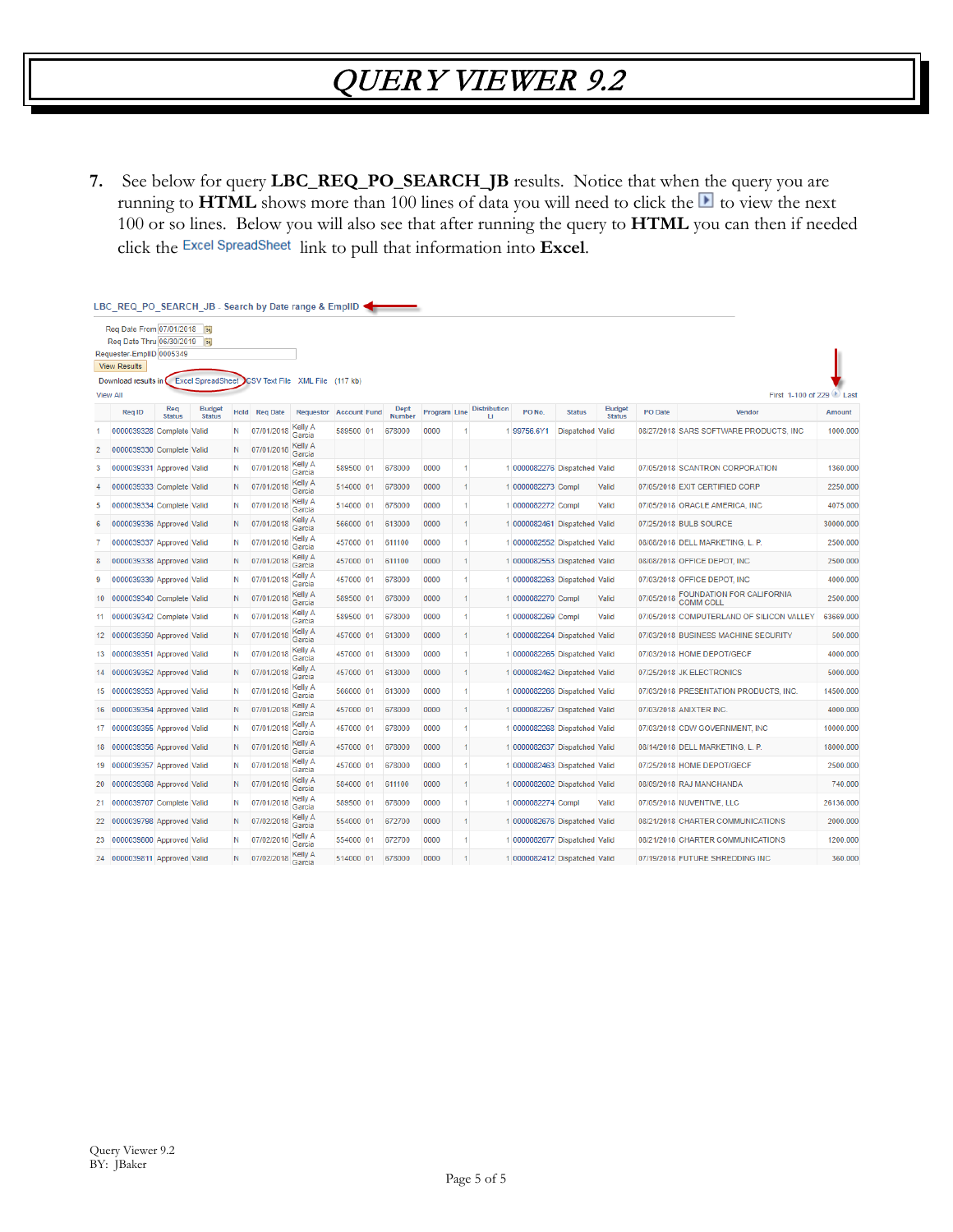# QUERY VIEWER 9.2

7. See below for query **LBC_REQ_PO_SEARCH_JB** results. Notice that when the query you are running to **HTML** shows more than 100 lines of data you will need to click the ▶ to view the next 100 or so lines. Below you will also see that after running the query to **HTML** you can then if needed click the Excel SpreadSheet link to pull that information into **Excel**.

LBC_REQ_PO_SEARCH_JB - Search by Date range & EmplID

Req Date From 07/01/2018
Req Date Thru 06/30/2019
Requester EmplID 0005349
View Results

Download results in : Excel SpreadSheet CSV Text File XML File (117 kb)

View All

First 1-100 of 229 Last

| | Req ID | Req Status | Budget Status | Hold | Req Date | Requestor | Account | Fund | Dept Number | Program | Line | Distribution Li | PO No. | Status | Budget Status | PO Date | Vendor | Amount |
|---|---|---|---|---|---|---|---|---|---|---|---|---|---|---|---|---|---|---|
| 1 | 0000039328 | Complete | Valid | N | 07/01/2018 | Kelly A Garcia | 589500 | 01 | 678000 | 0000 | 1 | 1 | 09756.6Y1 | Dispatched | Valid | 08/27/2018 | SARS SOFTWARE PRODUCTS, INC | 1000.000 |
| 2 | 0000039330 | Complete | Valid | N | 07/01/2018 | Kelly A Garcia | | | | | | | | | | | | |
| 3 | 0000039331 | Approved | Valid | N | 07/01/2018 | Kelly A Garcia | 589500 | 01 | 678000 | 0000 | 1 | 1 | 0000082276 | Dispatched | Valid | 07/05/2018 | SCANTRON CORPORATION | 1360.000 |
| 4 | 0000039333 | Complete | Valid | N | 07/01/2018 | Kelly A Garcia | 514000 | 01 | 678000 | 0000 | 1 | 1 | 0000082273 | Compl | Valid | 07/05/2018 | EXIT CERTIFIED CORP | 2250.000 |
| 5 | 0000039334 | Complete | Valid | N | 07/01/2018 | Kelly A Garcia | 514000 | 01 | 678000 | 0000 | 1 | 1 | 0000082272 | Compl | Valid | 07/05/2018 | ORACLE AMERICA, INC | 4075.000 |
| 6 | 0000039336 | Approved | Valid | N | 07/01/2018 | Kelly A Garcia | 566000 | 01 | 613000 | 0000 | 1 | 1 | 0000082461 | Dispatched | Valid | 07/25/2018 | BULB SOURCE | 30000.000 |
| 7 | 0000039337 | Approved | Valid | N | 07/01/2018 | Kelly A Garcia | 457000 | 01 | 611100 | 0000 | 1 | 1 | 0000082552 | Dispatched | Valid | 08/08/2018 | DELL MARKETING, L. P. | 2500.000 |
| 8 | 0000039338 | Approved | Valid | N | 07/01/2018 | Kelly A Garcia | 457000 | 01 | 611100 | 0000 | 1 | 1 | 0000082553 | Dispatched | Valid | 08/08/2018 | OFFICE DEPOT, INC | 2500.000 |
| 9 | 0000039339 | Approved | Valid | N | 07/01/2018 | Kelly A Garcia | 457000 | 01 | 678000 | 0000 | 1 | 1 | 0000082263 | Dispatched | Valid | 07/03/2018 | OFFICE DEPOT, INC | 4000.000 |
| 10 | 0000039340 | Complete | Valid | N | 07/01/2018 | Kelly A Garcia | 589500 | 01 | 678000 | 0000 | 1 | 1 | 0000082270 | Compl | Valid | 07/05/2018 | FOUNDATION FOR CALIFORNIA COMM COLL | 2500.000 |
| 11 | 0000039342 | Complete | Valid | N | 07/01/2018 | Kelly A Garcia | 589500 | 01 | 678000 | 0000 | 1 | 1 | 0000082269 | Compl | Valid | 07/05/2018 | COMPUTERLAND OF SILICON VALLEY | 63669.000 |
| 12 | 0000039350 | Approved | Valid | N | 07/01/2018 | Kelly A Garcia | 457000 | 01 | 613000 | 0000 | 1 | 1 | 0000082264 | Dispatched | Valid | 07/03/2018 | BUSINESS MACHINE SECURITY | 500.000 |
| 13 | 0000039351 | Approved | Valid | N | 07/01/2018 | Kelly A Garcia | 457000 | 01 | 613000 | 0000 | 1 | 1 | 0000082265 | Dispatched | Valid | 07/03/2018 | HOME DEPOT/GECF | 4000.000 |
| 14 | 0000039352 | Approved | Valid | N | 07/01/2018 | Kelly A Garcia | 457000 | 01 | 613000 | 0000 | 1 | 1 | 0000082462 | Dispatched | Valid | 07/25/2018 | JK ELECTRONICS | 5000.000 |
| 15 | 0000039353 | Approved | Valid | N | 07/01/2018 | Kelly A Garcia | 566000 | 01 | 613000 | 0000 | 1 | 1 | 0000082266 | Dispatched | Valid | 07/03/2018 | PRESENTATION PRODUCTS, INC. | 14500.000 |
| 16 | 0000039354 | Approved | Valid | N | 07/01/2018 | Kelly A Garcia | 457000 | 01 | 678000 | 0000 | 1 | 1 | 0000082267 | Dispatched | Valid | 07/03/2018 | ANIXTER INC. | 4000.000 |
| 17 | 0000039355 | Approved | Valid | N | 07/01/2018 | Kelly A Garcia | 457000 | 01 | 678000 | 0000 | 1 | 1 | 0000082268 | Dispatched | Valid | 07/03/2018 | CDW GOVERNMENT, INC | 10000.000 |
| 18 | 0000039356 | Approved | Valid | N | 07/01/2018 | Kelly A Garcia | 457000 | 01 | 678000 | 0000 | 1 | 1 | 0000082637 | Dispatched | Valid | 08/14/2018 | DELL MARKETING, L. P. | 18000.000 |
| 19 | 0000039357 | Approved | Valid | N | 07/01/2018 | Kelly A Garcia | 457000 | 01 | 678000 | 0000 | 1 | 1 | 0000082463 | Dispatched | Valid | 07/25/2018 | HOME DEPOT/GECF | 2500.000 |
| 20 | 0000039368 | Approved | Valid | N | 07/01/2018 | Kelly A Garcia | 584000 | 01 | 611100 | 0000 | 1 | 1 | 0000082602 | Dispatched | Valid | 08/09/2018 | RAJ MANCHANDA | 740.000 |
| 21 | 0000039707 | Complete | Valid | N | 07/01/2018 | Kelly A Garcia | 589500 | 01 | 678000 | 0000 | 1 | 1 | 0000082274 | Compl | Valid | 07/05/2018 | NUVENTIVE, LLC | 26136.000 |
| 22 | 0000039798 | Approved | Valid | N | 07/02/2018 | Kelly A Garcia | 554000 | 01 | 672700 | 0000 | 1 | 1 | 0000082676 | Dispatched | Valid | 08/21/2018 | CHARTER COMMUNICATIONS | 2000.000 |
| 23 | 0000039800 | Approved | Valid | N | 07/02/2018 | Kelly A Garcia | 554000 | 01 | 672700 | 0000 | 1 | 1 | 0000082677 | Dispatched | Valid | 08/21/2018 | CHARTER COMMUNICATIONS | 1200.000 |
| 24 | 0000039811 | Approved | Valid | N | 07/02/2018 | Kelly A Garcia | 514000 | 01 | 678000 | 0000 | 1 | 1 | 0000082412 | Dispatched | Valid | 07/19/2018 | FUTURE SHREDDING INC | 360.000 |

Query Viewer 9.2
BY: JBaker